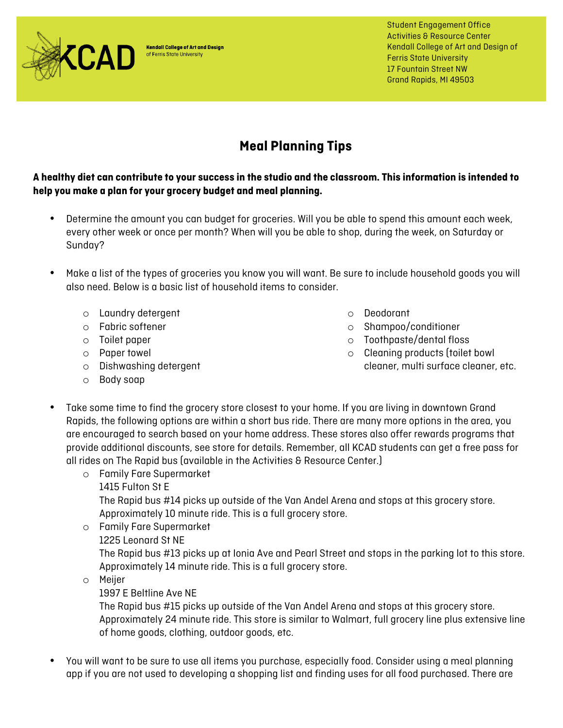KCAD Kendall College of Art and Design of Ferris State University

Student Engagement Office
Activities & Resource Center
Kendall College of Art and Design of Ferris State University
17 Fountain Street NW
Grand Rapids, MI 49503

# Meal Planning Tips

**A healthy diet can contribute to your success in the studio and the classroom. This information is intended to help you make a plan for your grocery budget and meal planning.**

- Determine the amount you can budget for groceries. Will you be able to spend this amount each week, every other week or once per month? When will you be able to shop, during the week, on Saturday or Sunday?

- Make a list of the types of groceries you know you will want. Be sure to include household goods you will also need. Below is a basic list of household items to consider.
    - Laundry detergent
    - Fabric softener
    - Toilet paper
    - Paper towel
    - Dishwashing detergent
    - Body soap
    - Deodorant
    - Shampoo/conditioner
    - Toothpaste/dental floss
    - Cleaning products (toilet bowl cleaner, multi surface cleaner, etc.

- Take some time to find the grocery store closest to your home. If you are living in downtown Grand Rapids, the following options are within a short bus ride. There are many more options in the area, you are encouraged to search based on your home address. These stores also offer rewards programs that provide additional discounts, see store for details. Remember, all KCAD students can get a free pass for all rides on The Rapid bus (available in the Activities & Resource Center.)
    - Family Fare Supermarket
      1415 Fulton St E
      The Rapid bus #14 picks up outside of the Van Andel Arena and stops at this grocery store. Approximately 10 minute ride. This is a full grocery store.
    - Family Fare Supermarket
      1225 Leonard St NE
      The Rapid bus #13 picks up at Ionia Ave and Pearl Street and stops in the parking lot to this store. Approximately 14 minute ride. This is a full grocery store.
    - Meijer
      1997 E Beltline Ave NE
      The Rapid bus #15 picks up outside of the Van Andel Arena and stops at this grocery store. Approximately 24 minute ride. This store is similar to Walmart, full grocery line plus extensive line of home goods, clothing, outdoor goods, etc.

- You will want to be sure to use all items you purchase, especially food. Consider using a meal planning app if you are not used to developing a shopping list and finding uses for all food purchased. There are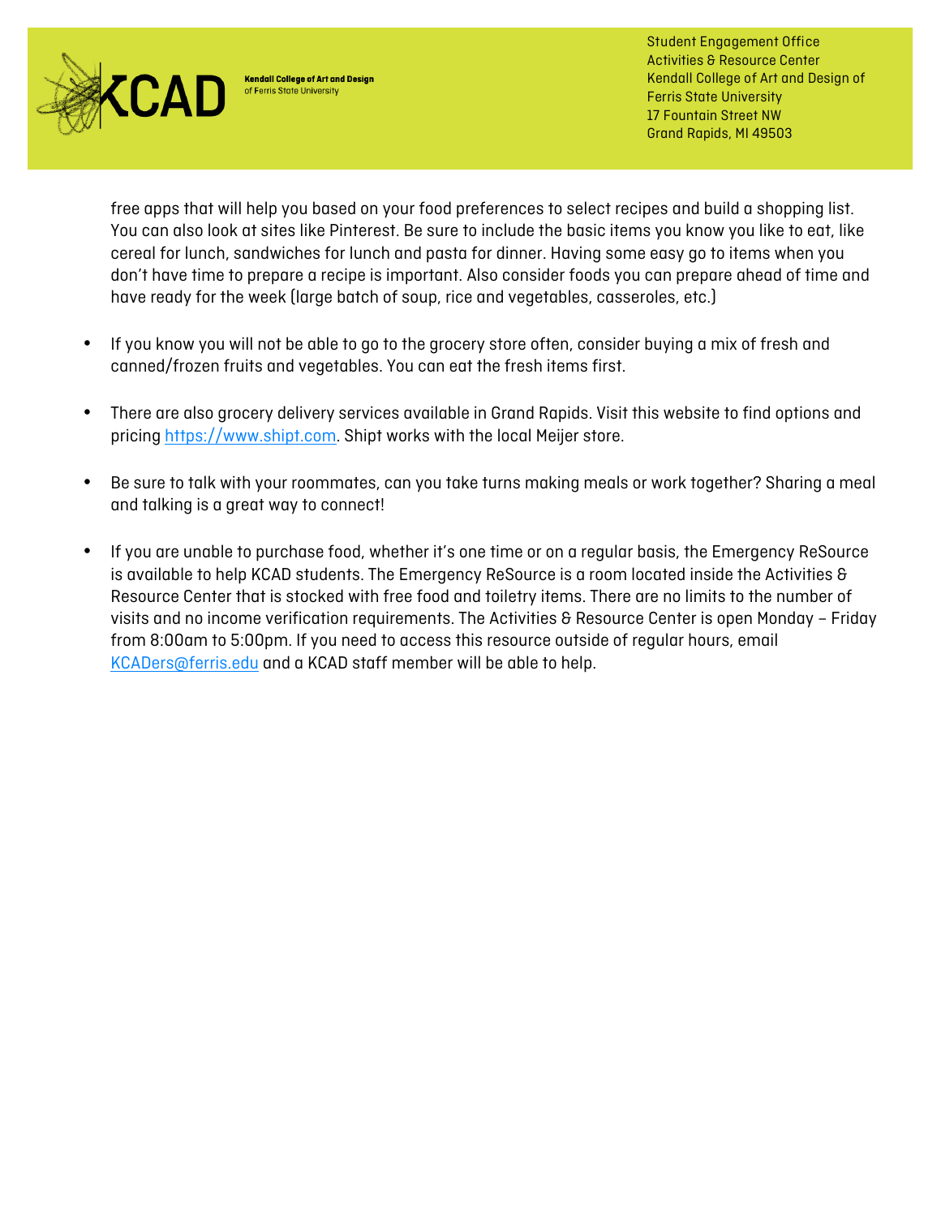free apps that will help you based on your food preferences to select recipes and build a shopping list. You can also look at sites like Pinterest. Be sure to include the basic items you know you like to eat, like cereal for lunch, sandwiches for lunch and pasta for dinner. Having some easy go to items when you don't have time to prepare a recipe is important. Also consider foods you can prepare ahead of time and have ready for the week (large batch of soup, rice and vegetables, casseroles, etc.)

- If you know you will not be able to go to the grocery store often, consider buying a mix of fresh and canned/frozen fruits and vegetables. You can eat the fresh items first.

- There are also grocery delivery services available in Grand Rapids. Visit this website to find options and pricing https://www.shipt.com. Shipt works with the local Meijer store.

- Be sure to talk with your roommates, can you take turns making meals or work together? Sharing a meal and talking is a great way to connect!

- If you are unable to purchase food, whether it's one time or on a regular basis, the Emergency ReSource is available to help KCAD students. The Emergency ReSource is a room located inside the Activities & Resource Center that is stocked with free food and toiletry items. There are no limits to the number of visits and no income verification requirements. The Activities & Resource Center is open Monday – Friday from 8:00am to 5:00pm. If you need to access this resource outside of regular hours, email KCADers@ferris.edu and a KCAD staff member will be able to help.